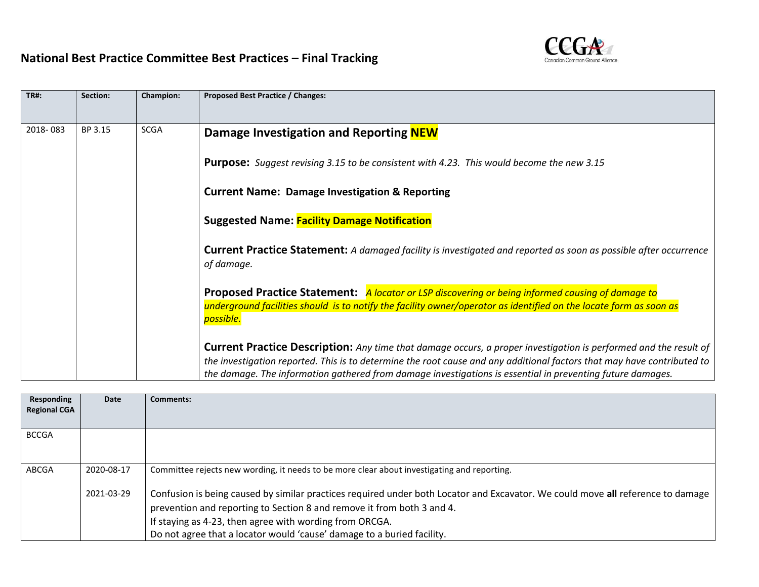# National Best Practice Committee Best Practices – Final Tracking

| TR#: | Section: | Champion: | Proposed Best Practice / Changes: |
| --- | --- | --- | --- |
| 2018- 083 | BP 3.15 | SCGA | **Damage Investigation and Reporting NEW**<br><br>**Purpose:** *Suggest revising 3.15 to be consistent with 4.23. This would become the new 3.15*<br><br>**Current Name: Damage Investigation & Reporting**<br><br>**Suggested Name: Facility Damage Notification**<br><br>**Current Practice Statement:** *A damaged facility is investigated and reported as soon as possible after occurrence of damage.*<br><br>**Proposed Practice Statement:** *A locator or LSP discovering or being informed causing of damage to underground facilities should is to notify the facility owner/operator as identified on the locate form as soon as possible.*<br><br>**Current Practice Description:** *Any time that damage occurs, a proper investigation is performed and the result of the investigation reported. This is to determine the root cause and any additional factors that may have contributed to the damage. The information gathered from damage investigations is essential in preventing future damages.* |

| Responding Regional CGA | Date | Comments: |
| --- | --- | --- |
| BCCGA | | |
| ABCGA | 2020-08-17 | Committee rejects new wording, it needs to be more clear about investigating and reporting. |
| | 2021-03-29 | Confusion is being caused by similar practices required under both Locator and Excavator. We could move **all** reference to damage prevention and reporting to Section 8 and remove it from both 3 and 4.<br>If staying as 4-23, then agree with wording from ORCGA.<br>Do not agree that a locator would 'cause' damage to a buried facility. |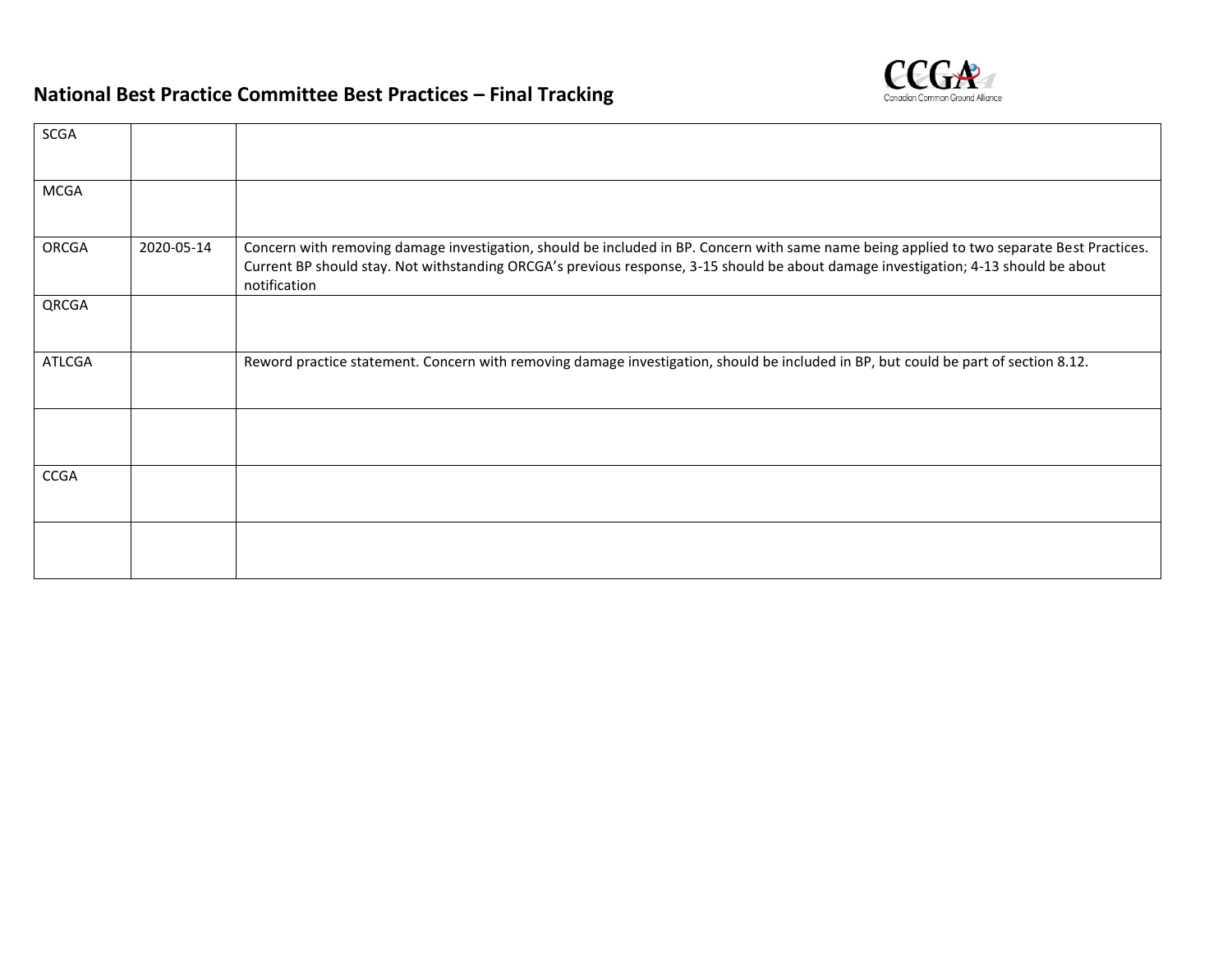## National Best Practice Committee Best Practices – Final Tracking

| | | |
|---|---|---|
| SCGA | | |
| MCGA | | |
| ORCGA | 2020-05-14 | Concern with removing damage investigation, should be included in BP. Concern with same name being applied to two separate Best Practices. Current BP should stay. Not withstanding ORCGA's previous response, 3-15 should be about damage investigation; 4-13 should be about notification |
| QRCGA | | |
| ATLCGA | | Reword practice statement. Concern with removing damage investigation, should be included in BP, but could be part of section 8.12. |
| | | |
| CCGA | | |
| | | |